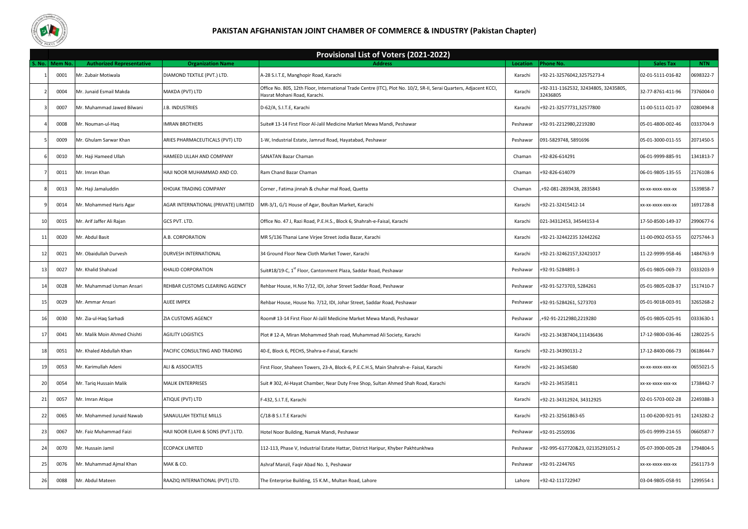# PAKISTAN AFGHANISTAN JOINT CHAMBER OF COMMERCE & INDUSTRY (Pakistan Chapter)

## Provisional List of Voters (2021-2022)

| S. No. | Mem No. | Authorized Representative | Organization Name | Address | Location | Phone No. | Sales Tax | NTN |
|---|---|---|---|---|---|---|---|---|
| 1 | 0001 | Mr. Zubair Motiwala | DIAMOND TEXTILE (PVT.) LTD. | A-28 S.I.T.E, Manghopir Road, Karachi | Karachi | +92-21-32576042,32575273-4 | 02-01-5111-016-82 | 0698322-7 |
| 2 | 0004 | Mr. Junaid Esmail Makda | MAKDA (PVT) LTD | Office No. 805, 12th Floor, International Trade Centre (ITC), Plot No. 10/2, SR-II, Serai Quarters, Adjacent KCCI, Hasrat Mohani Road, Karachi. | Karachi | +92-311-1162532, 32434805, 32435805, 32436805 | 32-77-8761-411-96 | 7376004-0 |
| 3 | 0007 | Mr. Muhammad Jawed Bilwani | J.B. INDUSTRIES | D-62/A, S.I.T.E, Karachi | Karachi | +92-21-32577731,32577800 | 11-00-5111-021-37 | 0280494-8 |
| 4 | 0008 | Mr. Nouman-ul-Haq | IMRAN BROTHERS | Suite# 13-14 First Floor Al-Jalil Medicine Market Mewa Mandi, Peshawar | Peshawar | +92-91-2212980,2219280 | 05-01-4800-002-46 | 0333704-9 |
| 5 | 0009 | Mr. Ghulam Sarwar Khan | ARIES PHARMACEUTICALS (PVT) LTD | 1-W, Industrial Estate, Jamrud Road, Hayatabad, Peshawar | Peshawar | 091-5829748, 5891696 | 05-01-3000-011-55 | 2071450-5 |
| 6 | 0010 | Mr. Haji Hameed Ullah | HAMEED ULLAH AND COMPANY | SANATAN Bazar Chaman | Chaman | +92-826-614291 | 06-01-9999-885-91 | 1341813-7 |
| 7 | 0011 | Mr. Imran Khan | HAJI NOOR MUHAMMAD AND CO. | Ram Chand Bazar Chaman | Chaman | +92-826-614079 | 06-01-9805-135-55 | 2176108-6 |
| 8 | 0013 | Mr. Haji Jamaluddin | KHOJAK TRADING COMPANY | Corner , Fatima jinnah & chuhar mal Road, Quetta | Chaman | ,+92-081-2839438, 2835843 | xx-xx-xxxx-xxx-xx | 1539858-7 |
| 9 | 0014 | Mr. Mohammed Haris Agar | AGAR INTERNATIONAL (PRIVATE) LIMITED | MR-3/1, G/1 House of Agar, Boultan Market, Karachi | Karachi | +92-21-32415412-14 | xx-xx-xxxx-xxx-xx | 1691728-8 |
| 10 | 0015 | Mr. Arif Jaffer Ali Rajan | GCS PVT. LTD. | Office No. 47 J, Razi Road, P.E.H.S., Block 6, Shahrah-e-Faisal, Karachi | Karachi | 021-34312453, 34544153-4 | 17-50-8500-149-37 | 2990677-6 |
| 11 | 0020 | Mr. Abdul Basit | A.B. CORPORATION | MR 5/136 Thanai Lane Virjee Street Jodia Bazar, Karachi | Karachi | +92-21-32442235 32442262 | 11-00-0902-053-55 | 0275744-3 |
| 12 | 0021 | Mr. Obaidullah Durvesh | DURVESH INTERNATIONAL | 34 Ground Floor New Cloth Market Tower, Karachi | Karachi | +92-21-32462157,32421017 | 11-22-9999-958-46 | 1484763-9 |
| 13 | 0027 | Mr. Khalid Shahzad | KHALID CORPORATION | Suit#18/19-C, 1st Floor, Cantonment Plaza, Saddar Road, Peshawar | Peshawar | +92-91-5284891-3 | 05-01-9805-069-73 | 0333203-9 |
| 14 | 0028 | Mr. Muhammad Usman Ansari | REHBAR CUSTOMS CLEARING AGENCY | Rehbar House, H.No 7/12, IDI, Johar Street Saddar Road, Peshawar | Peshawar | +92-91-5273703, 5284261 | 05-01-9805-028-37 | 1517410-7 |
| 15 | 0029 | Mr. Ammar Ansari | AJJEE IMPEX | Rehbar House, House No. 7/12, IDI, Johar Street, Saddar Road, Peshawar | Peshawar | +92-91-5284261, 5273703 | 05-01-9018-003-91 | 3265268-2 |
| 16 | 0030 | Mr. Zia-ul-Haq Sarhadi | ZIA CUSTOMS AGENCY | Room# 13-14 First Floor Al-Jalil Medicine Market Mewa Mandi, Peshawar | Peshawar | ,+92-91-2212980,2219280 | 05-01-9805-025-91 | 0333630-1 |
| 17 | 0041 | Mr. Malik Moin Ahmed Chishti | AGILITY LOGISTICS | Plot # 12-A, Miran Mohammed Shah road, Muhammad Ali Society, Karachi | Karachi | +92-21-34387404,111436436 | 17-12-9800-036-46 | 1280225-5 |
| 18 | 0051 | Mr. Khaled Abdullah Khan | PACIFIC CONSULTING AND TRADING | 40-E, Block 6, PECHS, Shahra-e-Faisal, Karachi | Karachi | +92-21-34390131-2 | 17-12-8400-066-73 | 0618644-7 |
| 19 | 0053 | Mr. Karimullah Adeni | ALI & ASSOCIATES | First Floor, Shaheen Towers, 23-A, Block-6, P.E.C.H.S, Main Shahrah-e- Faisal, Karachi | Karachi | +92-21-34534580 | xx-xx-xxxx-xxx-xx | 0655021-5 |
| 20 | 0054 | Mr. Tariq Hussain Malik | MALIK ENTERPRISES | Suit # 302, Al-Hayat Chamber, Near Duty Free Shop, Sultan Ahmed Shah Road, Karachi | Karachi | +92-21-34535811 | xx-xx-xxxx-xxx-xx | 1738442-7 |
| 21 | 0057 | Mr. Imran Atique | ATIQUE (PVT) LTD | F-432, S.I.T.E, Karachi | Karachi | +92-21-34312924, 34312925 | 02-01-5703-002-28 | 2249388-3 |
| 22 | 0065 | Mr. Mohammed Junaid Nawab | SANAULLAH TEXTILE MILLS | C/18-B S.I.T.E Karachi | Karachi | +92-21-32561863-65 | 11-00-6200-921-91 | 1243282-2 |
| 23 | 0067 | Mr. Faiz Muhammad Faizi | HAJI NOOR ELAHI & SONS (PVT.) LTD. | Hotel Noor Building, Namak Mandi, Peshawar | Peshawar | +92-91-2550936 | 05-01-9999-214-55 | 0660587-7 |
| 24 | 0070 | Mr. Hussain Jamil | ECOPACK LIMITED | 112-113, Phase V, Industrial Estate Hattar, District Haripur, Khyber Pakhtunkhwa | Peshawar | +92-995-617720&23, 02135291051-2 | 05-07-3900-005-28 | 1794804-5 |
| 25 | 0076 | Mr. Muhammad Ajmal Khan | MAK & CO. | Ashraf Manzil, Faqir Abad No. 1, Peshawar | Peshawar | +92-91-2244765 | xx-xx-xxxx-xxx-xx | 2561173-9 |
| 26 | 0088 | Mr. Abdul Mateen | RAAZIQ INTERNATIONAL (PVT) LTD. | The Enterprise Building, 15 K.M., Multan Road, Lahore | Lahore | +92-42-111722947 | 03-04-9805-058-91 | 1299554-1 |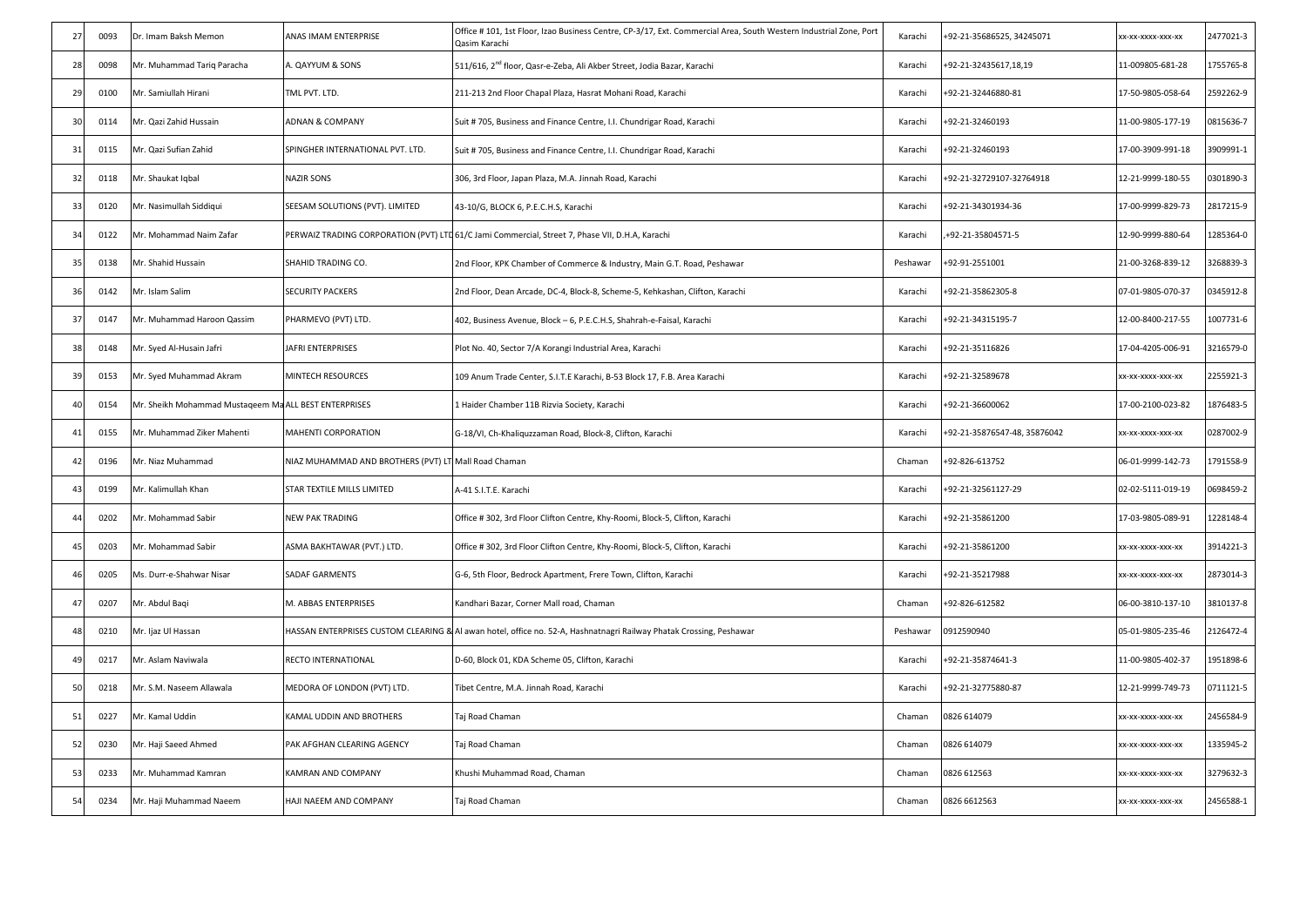| 27 | 0093 | Dr. Imam Baksh Memon | ANAS IMAM ENTERPRISE | Office # 101, 1st Floor, Izao Business Centre, CP-3/17, Ext. Commercial Area, South Western Industrial Zone, Port Qasim Karachi | Karachi | +92-21-35686525, 34245071 | xx-xx-xxxx-xxx-xx | 2477021-3 |
|---|---|---|---|---|---|---|---|---|
| 28 | 0098 | Mr. Muhammad Tariq Paracha | A. QAYYUM & SONS | 511/616, 2nd floor, Qasr-e-Zeba, Ali Akber Street, Jodia Bazar, Karachi | Karachi | +92-21-32435617,18,19 | 11-009805-681-28 | 1755765-8 |
| 29 | 0100 | Mr. Samiullah Hirani | TML PVT. LTD. | 211-213 2nd Floor Chapal Plaza, Hasrat Mohani Road, Karachi | Karachi | +92-21-32446880-81 | 17-50-9805-058-64 | 2592262-9 |
| 30 | 0114 | Mr. Qazi Zahid Hussain | ADNAN & COMPANY | Suit # 705, Business and Finance Centre, I.I. Chundrigar Road, Karachi | Karachi | +92-21-32460193 | 11-00-9805-177-19 | 0815636-7 |
| 31 | 0115 | Mr. Qazi Sufian Zahid | SPINGHER INTERNATIONAL PVT. LTD. | Suit # 705, Business and Finance Centre, I.I. Chundrigar Road, Karachi | Karachi | +92-21-32460193 | 17-00-3909-991-18 | 3909991-1 |
| 32 | 0118 | Mr. Shaukat Iqbal | NAZIR SONS | 306, 3rd Floor, Japan Plaza, M.A. Jinnah Road, Karachi | Karachi | +92-21-32729107-32764918 | 12-21-9999-180-55 | 0301890-3 |
| 33 | 0120 | Mr. Nasimullah Siddiqui | SEESAM SOLUTIONS (PVT). LIMITED | 43-10/G, BLOCK 6, P.E.C.H.S, Karachi | Karachi | +92-21-34301934-36 | 17-00-9999-829-73 | 2817215-9 |
| 34 | 0122 | Mr. Mohammad Naim Zafar | PERWAIZ TRADING CORPORATION (PVT) LTD | 61/C Jami Commercial, Street 7, Phase VII, D.H.A, Karachi | Karachi | ,+92-21-35804571-5 | 12-90-9999-880-64 | 1285364-0 |
| 35 | 0138 | Mr. Shahid Hussain | SHAHID TRADING CO. | 2nd Floor, KPK Chamber of Commerce & Industry, Main G.T. Road, Peshawar | Peshawar | +92-91-2551001 | 21-00-3268-839-12 | 3268839-3 |
| 36 | 0142 | Mr. Islam Salim | SECURITY PACKERS | 2nd Floor, Dean Arcade, DC-4, Block-8, Scheme-5, Kehkashan, Clifton, Karachi | Karachi | +92-21-35862305-8 | 07-01-9805-070-37 | 0345912-8 |
| 37 | 0147 | Mr. Muhammad Haroon Qassim | PHARMEVO (PVT) LTD. | 402, Business Avenue, Block – 6, P.E.C.H.S, Shahrah-e-Faisal, Karachi | Karachi | +92-21-34315195-7 | 12-00-8400-217-55 | 1007731-6 |
| 38 | 0148 | Mr. Syed Al-Husain Jafri | JAFRI ENTERPRISES | Plot No. 40, Sector 7/A Korangi Industrial Area, Karachi | Karachi | +92-21-35116826 | 17-04-4205-006-91 | 3216579-0 |
| 39 | 0153 | Mr. Syed Muhammad Akram | MINTECH RESOURCES | 109 Anum Trade Center, S.I.T.E Karachi, B-53 Block 17, F.B. Area Karachi | Karachi | +92-21-32589678 | xx-xx-xxxx-xxx-xx | 2255921-3 |
| 40 | 0154 | Mr. Sheikh Mohammad Mustaqeem Ma | ALL BEST ENTERPRISES | 1 Haider Chamber 11B Rizvia Society, Karachi | Karachi | +92-21-36600062 | 17-00-2100-023-82 | 1876483-5 |
| 41 | 0155 | Mr. Muhammad Ziker Mahenti | MAHENTI CORPORATION | G-18/VI, Ch-Khaliquzzaman Road, Block-8, Clifton, Karachi | Karachi | +92-21-35876547-48, 35876042 | xx-xx-xxxx-xxx-xx | 0287002-9 |
| 42 | 0196 | Mr. Niaz Muhammad | NIAZ MUHAMMAD AND BROTHERS (PVT) LT | Mall Road Chaman | Chaman | +92-826-613752 | 06-01-9999-142-73 | 1791558-9 |
| 43 | 0199 | Mr. Kalimullah Khan | STAR TEXTILE MILLS LIMITED | A-41 S.I.T.E. Karachi | Karachi | +92-21-32561127-29 | 02-02-5111-019-19 | 0698459-2 |
| 44 | 0202 | Mr. Mohammad Sabir | NEW PAK TRADING | Office # 302, 3rd Floor Clifton Centre, Khy-Roomi, Block-5, Clifton, Karachi | Karachi | +92-21-35861200 | 17-03-9805-089-91 | 1228148-4 |
| 45 | 0203 | Mr. Mohammad Sabir | ASMA BAKHTAWAR (PVT.) LTD. | Office # 302, 3rd Floor Clifton Centre, Khy-Roomi, Block-5, Clifton, Karachi | Karachi | +92-21-35861200 | xx-xx-xxxx-xxx-xx | 3914221-3 |
| 46 | 0205 | Ms. Durr-e-Shahwar Nisar | SADAF GARMENTS | G-6, 5th Floor, Bedrock Apartment, Frere Town, Clifton, Karachi | Karachi | +92-21-35217988 | xx-xx-xxxx-xxx-xx | 2873014-3 |
| 47 | 0207 | Mr. Abdul Baqi | M. ABBAS ENTERPRISES | Kandhari Bazar, Corner Mall road, Chaman | Chaman | +92-826-612582 | 06-00-3810-137-10 | 3810137-8 |
| 48 | 0210 | Mr. Ijaz Ul Hassan | HASSAN ENTERPRISES CUSTOM CLEARING & | Al awan hotel, office no. 52-A, Hashnatnagri Railway Phatak Crossing, Peshawar | Peshawar | 0912590940 | 05-01-9805-235-46 | 2126472-4 |
| 49 | 0217 | Mr. Aslam Naviwala | RECTO INTERNATIONAL | D-60, Block 01, KDA Scheme 05, Clifton, Karachi | Karachi | +92-21-35874641-3 | 11-00-9805-402-37 | 1951898-6 |
| 50 | 0218 | Mr. S.M. Naseem Allawala | MEDORA OF LONDON (PVT) LTD. | Tibet Centre, M.A. Jinnah Road, Karachi | Karachi | +92-21-32775880-87 | 12-21-9999-749-73 | 0711121-5 |
| 51 | 0227 | Mr. Kamal Uddin | KAMAL UDDIN AND BROTHERS | Taj Road Chaman | Chaman | 0826 614079 | xx-xx-xxxx-xxx-xx | 2456584-9 |
| 52 | 0230 | Mr. Haji Saeed Ahmed | PAK AFGHAN CLEARING AGENCY | Taj Road Chaman | Chaman | 0826 614079 | xx-xx-xxxx-xxx-xx | 1335945-2 |
| 53 | 0233 | Mr. Muhammad Kamran | KAMRAN AND COMPANY | Khushi Muhammad Road, Chaman | Chaman | 0826 612563 | xx-xx-xxxx-xxx-xx | 3279632-3 |
| 54 | 0234 | Mr. Haji Muhammad Naeem | HAJI NAEEM AND COMPANY | Taj Road Chaman | Chaman | 0826 6612563 | xx-xx-xxxx-xxx-xx | 2456588-1 |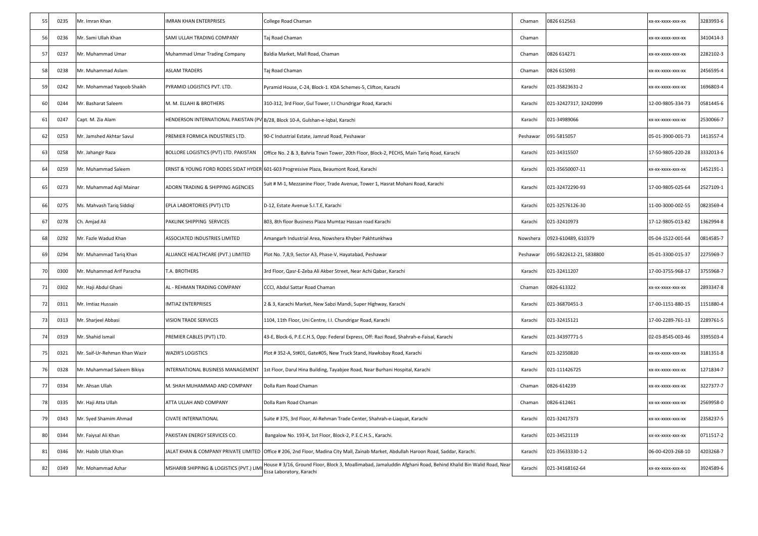| | | | | | | | | |
|---|---|---|---|---|---|---|---|---|
| 55 | 0235 | Mr. Imran Khan | IMRAN KHAN ENTERPRISES | College Road Chaman | Chaman | 0826 612563 | xx-xx-xxxx-xxx-xx | 3283993-6 |
| 56 | 0236 | Mr. Sami Ullah Khan | SAMI ULLAH TRADING COMPANY | Taj Road Chaman | Chaman | | xx-xx-xxxx-xxx-xx | 3410414-3 |
| 57 | 0237 | Mr. Muhammad Umar | Muhammad Umar Trading Company | Baldia Market, Mall Road, Chaman | Chaman | 0826 614271 | xx-xx-xxxx-xxx-xx | 2282102-3 |
| 58 | 0238 | Mr. Muhammad Aslam | ASLAM TRADERS | Taj Road Chaman | Chaman | 0826 615093 | xx-xx-xxxx-xxx-xx | 2456595-4 |
| 59 | 0242 | Mr. Mohammad Yaqoob Shaikh | PYRAMID LOGISTICS PVT. LTD. | Pyramid House, C-24, Block-1. KDA Schemes-5, Clifton, Karachi | Karachi | 021-35823631-2 | xx-xx-xxxx-xxx-xx | 1696803-4 |
| 60 | 0244 | Mr. Basharat Saleem | M. M. ELLAHI & BROTHERS | 310-312, 3rd Floor, Gul Tower, I.I Chundrigar Road, Karachi | Karachi | 021-32427317, 32420999 | 12-00-9805-334-73 | 0581445-6 |
| 61 | 0247 | Capt. M. Zia Alam | HENDERSON INTERNATIONAL PAKISTAN (PV | B/28, Block 10-A, Gulshan-e-Iqbal, Karachi | Karachi | 021-34989066 | xx-xx-xxxx-xxx-xx | 2530066-7 |
| 62 | 0253 | Mr. Jamshed Akhtar Savul | PREMIER FORMICA INDUSTRIES LTD. | 90-C Industrial Estate, Jamrud Road, Peshawar | Peshawar | 091-5815057 | 05-01-3900-001-73 | 1413557-4 |
| 63 | 0258 | Mr. Jahangir Raza | BOLLORE LOGISTICS (PVT) LTD. PAKISTAN | Office No. 2 & 3, Bahria Town Tower, 20th Floor, Block-2, PECHS, Main Tariq Road, Karachi | Karachi | 021-34315507 | 17-50-9805-220-28 | 3332013-6 |
| 64 | 0259 | Mr. Muhammad Saleem | ERNST & YOUNG FORD RODES SIDAT HYDER | 601-603 Progressive Plaza, Beaumont Road, Karachi | Karachi | 021-35650007-11 | xx-xx-xxxx-xxx-xx | 1452191-1 |
| 65 | 0273 | Mr. Muhammad Aqil Mainar | ADORN TRADING & SHIPPING AGENCIES | Suit # M-1, Mezzanine Floor, Trade Avenue, Tower 1, Hasrat Mohani Road, Karachi | Karachi | 021-32472290-93 | 17-00-9805-025-64 | 2527109-1 |
| 66 | 0275 | Ms. Mahvash Tariq Siddiqi | EPLA LABORTORIES (PVT) LTD | D-12, Estate Avenue S.I.T.E, Karachi | Karachi | 021-32576126-30 | 11-00-3000-002-55 | 0823569-4 |
| 67 | 0278 | Ch. Amjad Ali | PAKLINK SHIPPING SERVICES | 803, 8th floor Business Plaza Mumtaz Hassan road Karachi | Karachi | 021-32410973 | 17-12-9805-013-82 | 1362994-8 |
| 68 | 0292 | Mr. Fazle Wadud Khan | ASSOCIATED INDUSTRIES LIMITED | Amangarh Industrial Area, Nowshera Khyber Pakhtunkhwa | Nowshera | 0923-610489, 610379 | 05-04-1522-001-64 | 0814585-7 |
| 69 | 0294 | Mr. Muhammad Tariq Khan | ALLIANCE HEALTHCARE (PVT.) LIMITED | Plot No. 7,8,9, Sector A3, Phase-V, Hayatabad, Peshawar | Peshawar | 091-5822612-21, 5838800 | 05-01-3300-015-37 | 2275969-7 |
| 70 | 0300 | Mr. Muhammad Arif Paracha | T.A. BROTHERS | 3rd Floor, Qasr-E-Zeba Ali Akber Street, Near Achi Qabar, Karachi | Karachi | 021-32411207 | 17-00-3755-968-17 | 3755968-7 |
| 71 | 0302 | Mr. Haji Abdul Ghani | AL - REHMAN TRADING COMPANY | CCCI, Abdul Sattar Road Chaman | Chaman | 0826-613322 | xx-xx-xxxx-xxx-xx | 2893347-8 |
| 72 | 0311 | Mr. Imtiaz Hussain | IMTIAZ ENTERPRISES | 2 & 3, Karachi Market, New Sabzi Mandi, Super Highway, Karachi | Karachi | 021-36870451-3 | 17-00-1151-880-15 | 1151880-4 |
| 73 | 0313 | Mr. Sharjeel Abbasi | VISION TRADE SERVICES | 1104, 11th Floor, Uni Centre, I.I. Chundrigar Road, Karachi | Karachi | 021-32415121 | 17-00-2289-761-13 | 2289761-5 |
| 74 | 0319 | Mr. Shahid Ismail | PREMIER CABLES (PVT) LTD. | 43-E, Block-6, P.E.C.H.S, Opp: Federal Express, Off: Razi Road, Shahrah-e-Faisal, Karachi | Karachi | 021-34397771-5 | 02-03-8545-003-46 | 3395503-4 |
| 75 | 0321 | Mr. Saif-Ur-Rehman Khan Wazir | WAZIR'S LOGISTICS | Plot # 352-A, St#01, Gate#05, New Truck Stand, Hawksbay Road, Karachi | Karachi | 021-32350820 | xx-xx-xxxx-xxx-xx | 3181351-8 |
| 76 | 0328 | Mr. Muhammad Saleem Bikiya | INTERNATIONAL BUSINESS MANAGEMENT | 1st Floor, Darul Hina Building, Tayabjee Road, Near Burhani Hospital, Karachi | Karachi | 021-111426725 | xx-xx-xxxx-xxx-xx | 1271834-7 |
| 77 | 0334 | Mr. Ahsan Ullah | M. SHAH MUHAMMAD AND COMPANY | Dolla Ram Road Chaman | Chaman | 0826-614239 | xx-xx-xxxx-xxx-xx | 3227377-7 |
| 78 | 0335 | Mr. Haji Atta Ullah | ATTA ULLAH AND COMPANY | Dolla Ram Road Chaman | Chaman | 0826-612461 | xx-xx-xxxx-xxx-xx | 2569958-0 |
| 79 | 0343 | Mr. Syed Shamim Ahmad | CIVATE INTERNATIONAL | Suite # 375, 3rd Floor, Al-Rehman Trade Center, Shahrah-e-Liaquat, Karachi | Karachi | 021-32417373 | xx-xx-xxxx-xxx-xx | 2358237-5 |
| 80 | 0344 | Mr. Faiysal Ali Khan | PAKISTAN ENERGY SERVICES CO. | Bangalow No. 193-K, 1st Floor, Block-2, P.E.C.H.S., Karachi. | Karachi | 021-34521119 | xx-xx-xxxx-xxx-xx | 0711517-2 |
| 81 | 0346 | Mr. Habib Ullah Khan | JALAT KHAN & COMPANY PRIVATE LIMITED | Office # 206, 2nd Floor, Madina City Mall, Zainab Market, Abdullah Haroon Road, Saddar, Karachi. | Karachi | 021-35633330-1-2 | 06-00-4203-268-10 | 4203268-7 |
| 82 | 0349 | Mr. Mohammad Azhar | MSHARIB SHIPPING & LOGISTICS (PVT.) LIMI | House # 3/16, Ground Floor, Block 3, Moallimabad, Jamaluddin Afghani Road, Behind Khalid Bin Walid Road, Near Essa Laboratory, Karachi | Karachi | 021-34168162-64 | xx-xx-xxxx-xxx-xx | 3924589-6 |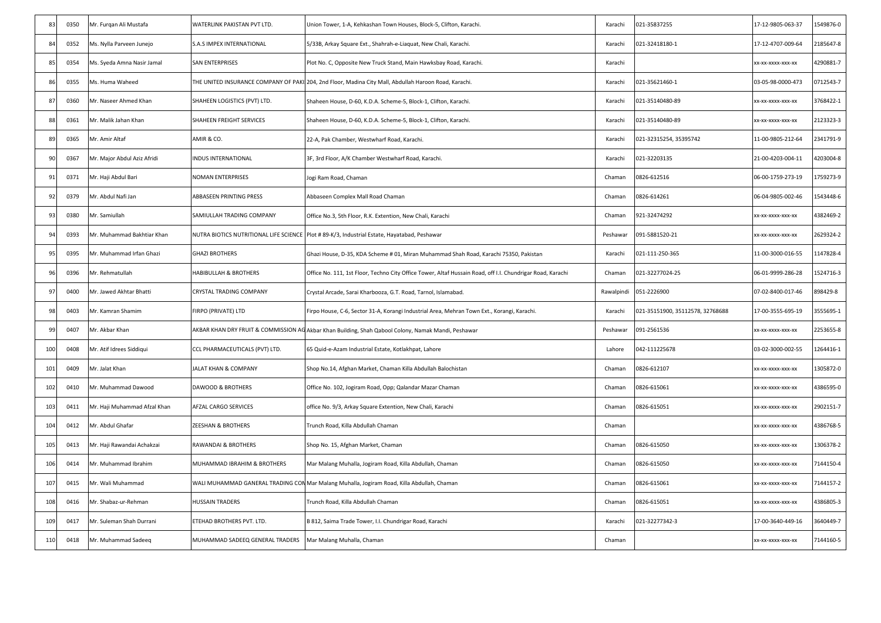| | | | | | | | | |
|---|---|---|---|---|---|---|---|---|
| 83 | 0350 | Mr. Furqan Ali Mustafa | WATERLINK PAKISTAN PVT LTD. | Union Tower, 1-A, Kehkashan Town Houses, Block-5, Clifton, Karachi. | Karachi | 021-35837255 | 17-12-9805-063-37 | 1549876-0 |
| 84 | 0352 | Ms. Nylla Parveen Junejo | S.A.S IMPEX INTERNATIONAL | 5/33B, Arkay Square Ext., Shahrah-e-Liaquat, New Chali, Karachi. | Karachi | 021-32418180-1 | 17-12-4707-009-64 | 2185647-8 |
| 85 | 0354 | Ms. Syeda Amna Nasir Jamal | SAN ENTERPRISES | Plot No. C, Opposite New Truck Stand, Main Hawksbay Road, Karachi. | Karachi | | xx-xx-xxxx-xxx-xx | 4290881-7 |
| 86 | 0355 | Ms. Huma Waheed | THE UNITED INSURANCE COMPANY OF PAKI | 204, 2nd Floor, Madina City Mall, Abdullah Haroon Road, Karachi. | Karachi | 021-35621460-1 | 03-05-98-0000-473 | 0712543-7 |
| 87 | 0360 | Mr. Naseer Ahmed Khan | SHAHEEN LOGISTICS (PVT) LTD. | Shaheen House, D-60, K.D.A. Scheme-5, Block-1, Clifton, Karachi. | Karachi | 021-35140480-89 | xx-xx-xxxx-xxx-xx | 3768422-1 |
| 88 | 0361 | Mr. Malik Jahan Khan | SHAHEEN FREIGHT SERVICES | Shaheen House, D-60, K.D.A. Scheme-5, Block-1, Clifton, Karachi. | Karachi | 021-35140480-89 | xx-xx-xxxx-xxx-xx | 2123323-3 |
| 89 | 0365 | Mr. Amir Altaf | AMIR & CO. | 22-A, Pak Chamber, Westwharf Road, Karachi. | Karachi | 021-32315254, 35395742 | 11-00-9805-212-64 | 2341791-9 |
| 90 | 0367 | Mr. Major Abdul Aziz Afridi | INDUS INTERNATIONAL | 3F, 3rd Floor, A/K Chamber Westwharf Road, Karachi. | Karachi | 021-32203135 | 21-00-4203-004-11 | 4203004-8 |
| 91 | 0371 | Mr. Haji Abdul Bari | NOMAN ENTERPRISES | Jogi Ram Road, Chaman | Chaman | 0826-612516 | 06-00-1759-273-19 | 1759273-9 |
| 92 | 0379 | Mr. Abdul Nafi Jan | ABBASEEN PRINTING PRESS | Abbaseen Complex Mall Road Chaman | Chaman | 0826-614261 | 06-04-9805-002-46 | 1543448-6 |
| 93 | 0380 | Mr. Samiullah | SAMIULLAH TRADING COMPANY | Office No.3, 5th Floor, R.K. Extention, New Chali, Karachi | Chaman | 921-32474292 | xx-xx-xxxx-xxx-xx | 4382469-2 |
| 94 | 0393 | Mr. Muhammad Bakhtiar Khan | NUTRA BIOTICS NUTRITIONAL LIFE SCIENCE | Plot # 89-K/3, Industrial Estate, Hayatabad, Peshawar | Peshawar | 091-5881520-21 | xx-xx-xxxx-xxx-xx | 2629324-2 |
| 95 | 0395 | Mr. Muhammad Irfan Ghazi | GHAZI BROTHERS | Ghazi House, D-35, KDA Scheme # 01, Miran Muhammad Shah Road, Karachi 75350, Pakistan | Karachi | 021-111-250-365 | 11-00-3000-016-55 | 1147828-4 |
| 96 | 0396 | Mr. Rehmatullah | HABIBULLAH & BROTHERS | Office No. 111, 1st Floor, Techno City Office Tower, Altaf Hussain Road, off I.I. Chundrigar Road, Karachi | Chaman | 021-32277024-25 | 06-01-9999-286-28 | 1524716-3 |
| 97 | 0400 | Mr. Jawed Akhtar Bhatti | CRYSTAL TRADING COMPANY | Crystal Arcade, Sarai Kharbooza, G.T. Road, Tarnol, Islamabad. | Rawalpindi | 051-2226900 | 07-02-8400-017-46 | 898429-8 |
| 98 | 0403 | Mr. Kamran Shamim | FIRPO (PRIVATE) LTD | Firpo House, C-6, Sector 31-A, Korangi Industrial Area, Mehran Town Ext., Korangi, Karachi. | Karachi | 021-35151900, 35112578, 32768688 | 17-00-3555-695-19 | 3555695-1 |
| 99 | 0407 | Mr. Akbar Khan | AKBAR KHAN DRY FRUIT & COMMISSION AG | Akbar Khan Building, Shah Qabool Colony, Namak Mandi, Peshawar | Peshawar | 091-2561536 | xx-xx-xxxx-xxx-xx | 2253655-8 |
| 100 | 0408 | Mr. Atif Idrees Siddiqui | CCL PHARMACEUTICALS (PVT) LTD. | 65 Quid-e-Azam Industrial Estate, Kotlakhpat, Lahore | Lahore | 042-111225678 | 03-02-3000-002-55 | 1264416-1 |
| 101 | 0409 | Mr. Jalat Khan | JALAT KHAN & COMPANY | Shop No.14, Afghan Market, Chaman Killa Abdullah Balochistan | Chaman | 0826-612107 | xx-xx-xxxx-xxx-xx | 1305872-0 |
| 102 | 0410 | Mr. Muhammad Dawood | DAWOOD & BROTHERS | Office No. 102, Jogiram Road, Opp; Qalandar Mazar Chaman | Chaman | 0826-615061 | xx-xx-xxxx-xxx-xx | 4386595-0 |
| 103 | 0411 | Mr. Haji Muhammad Afzal Khan | AFZAL CARGO SERVICES | office No. 9/3, Arkay Square Extention, New Chali, Karachi | Chaman | 0826-615051 | xx-xx-xxxx-xxx-xx | 2902151-7 |
| 104 | 0412 | Mr. Abdul Ghafar | ZEESHAN & BROTHERS | Trunch Road, Killa Abdullah Chaman | Chaman | | xx-xx-xxxx-xxx-xx | 4386768-5 |
| 105 | 0413 | Mr. Haji Rawandai Achakzai | RAWANDAI & BROTHERS | Shop No. 15, Afghan Market, Chaman | Chaman | 0826-615050 | xx-xx-xxxx-xxx-xx | 1306378-2 |
| 106 | 0414 | Mr. Muhammad Ibrahim | MUHAMMAD IBRAHIM & BROTHERS | Mar Malang Muhalla, Jogiram Road, Killa Abdullah, Chaman | Chaman | 0826-615050 | xx-xx-xxxx-xxx-xx | 7144150-4 |
| 107 | 0415 | Mr. Wali Muhammad | WALI MUHAMMAD GANERAL TRADING CON | Mar Malang Muhalla, Jogiram Road, Killa Abdullah, Chaman | Chaman | 0826-615061 | xx-xx-xxxx-xxx-xx | 7144157-2 |
| 108 | 0416 | Mr. Shabaz-ur-Rehman | HUSSAIN TRADERS | Trunch Road, Killa Abdullah Chaman | Chaman | 0826-615051 | xx-xx-xxxx-xxx-xx | 4386805-3 |
| 109 | 0417 | Mr. Suleman Shah Durrani | ETEHAD BROTHERS PVT. LTD. | B 812, Saima Trade Tower, I.I. Chundrigar Road, Karachi | Karachi | 021-32277342-3 | 17-00-3640-449-16 | 3640449-7 |
| 110 | 0418 | Mr. Muhammad Sadeeq | MUHAMMAD SADEEQ GENERAL TRADERS | Mar Malang Muhalla, Chaman | Chaman | | xx-xx-xxxx-xxx-xx | 7144160-5 |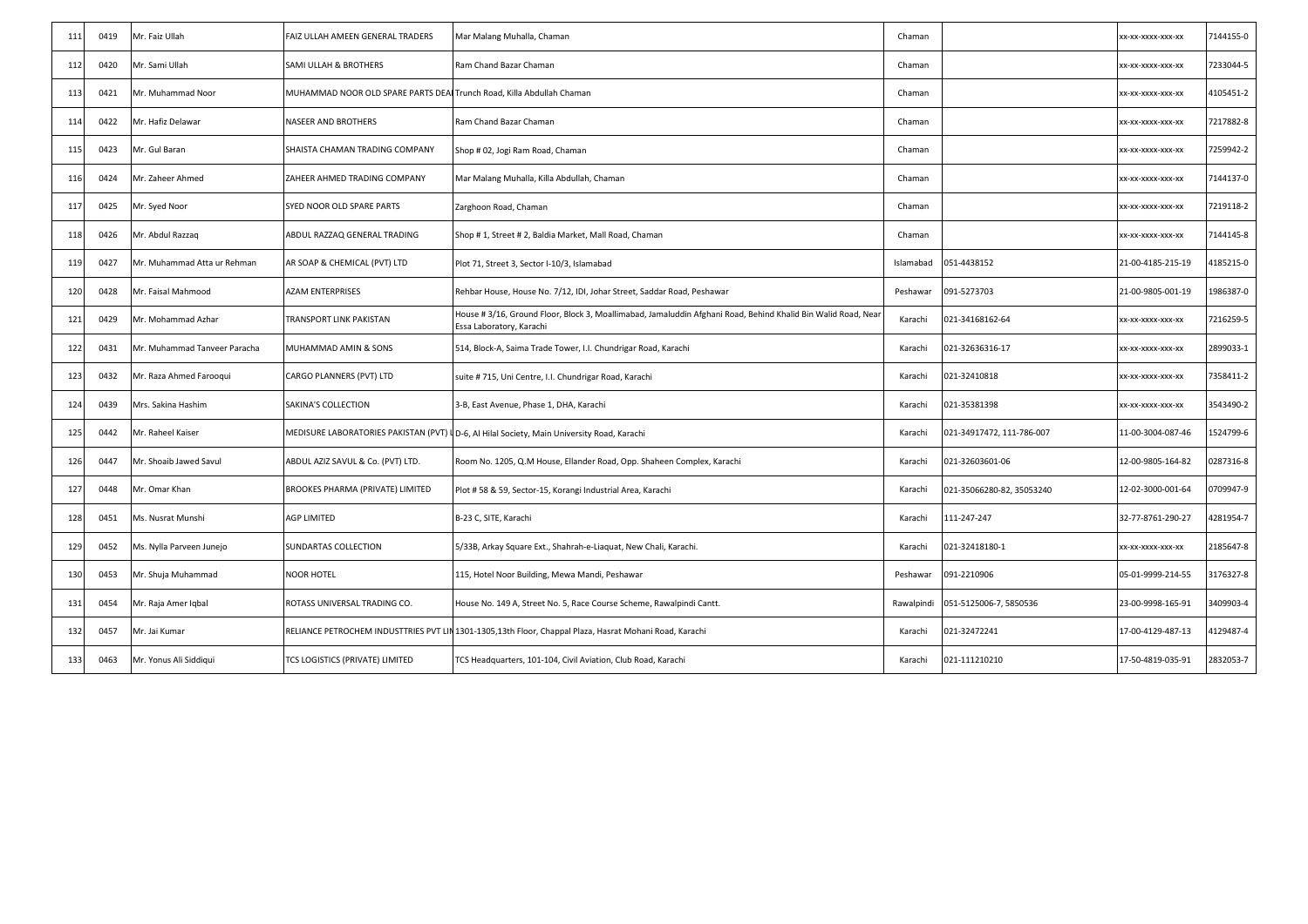| | | | | | | | | |
|---|---|---|---|---|---|---|---|---|
| 111 | 0419 | Mr. Faiz Ullah | FAIZ ULLAH AMEEN GENERAL TRADERS | Mar Malang Muhalla, Chaman | Chaman | | xx-xx-xxxx-xxx-xx | 7144155-0 |
| 112 | 0420 | Mr. Sami Ullah | SAMI ULLAH & BROTHERS | Ram Chand Bazar Chaman | Chaman | | xx-xx-xxxx-xxx-xx | 7233044-5 |
| 113 | 0421 | Mr. Muhammad Noor | MUHAMMAD NOOR OLD SPARE PARTS DEA | Trunch Road, Killa Abdullah Chaman | Chaman | | xx-xx-xxxx-xxx-xx | 4105451-2 |
| 114 | 0422 | Mr. Hafiz Delawar | NASEER AND BROTHERS | Ram Chand Bazar Chaman | Chaman | | xx-xx-xxxx-xxx-xx | 7217882-8 |
| 115 | 0423 | Mr. Gul Baran | SHAISTA CHAMAN TRADING COMPANY | Shop # 02, Jogi Ram Road, Chaman | Chaman | | xx-xx-xxxx-xxx-xx | 7259942-2 |
| 116 | 0424 | Mr. Zaheer Ahmed | ZAHEER AHMED TRADING COMPANY | Mar Malang Muhalla, Killa Abdullah, Chaman | Chaman | | xx-xx-xxxx-xxx-xx | 7144137-0 |
| 117 | 0425 | Mr. Syed Noor | SYED NOOR OLD SPARE PARTS | Zarghoon Road, Chaman | Chaman | | xx-xx-xxxx-xxx-xx | 7219118-2 |
| 118 | 0426 | Mr. Abdul Razzaq | ABDUL RAZZAQ GENERAL TRADING | Shop # 1, Street # 2, Baldia Market, Mall Road, Chaman | Chaman | | xx-xx-xxxx-xxx-xx | 7144145-8 |
| 119 | 0427 | Mr. Muhammad Atta ur Rehman | AR SOAP & CHEMICAL (PVT) LTD | Plot 71, Street 3, Sector I-10/3, Islamabad | Islamabad | 051-4438152 | 21-00-4185-215-19 | 4185215-0 |
| 120 | 0428 | Mr. Faisal Mahmood | AZAM ENTERPRISES | Rehbar House, House No. 7/12, IDI, Johar Street, Saddar Road, Peshawar | Peshawar | 091-5273703 | 21-00-9805-001-19 | 1986387-0 |
| 121 | 0429 | Mr. Mohammad Azhar | TRANSPORT LINK PAKISTAN | House # 3/16, Ground Floor, Block 3, Moallimabad, Jamaluddin Afghani Road, Behind Khalid Bin Walid Road, Near Essa Laboratory, Karachi | Karachi | 021-34168162-64 | xx-xx-xxxx-xxx-xx | 7216259-5 |
| 122 | 0431 | Mr. Muhammad Tanveer Paracha | MUHAMMAD AMIN & SONS | 514, Block-A, Saima Trade Tower, I.I. Chundrigar Road, Karachi | Karachi | 021-32636316-17 | xx-xx-xxxx-xxx-xx | 2899033-1 |
| 123 | 0432 | Mr. Raza Ahmed Farooqui | CARGO PLANNERS (PVT) LTD | suite # 715, Uni Centre, I.I. Chundrigar Road, Karachi | Karachi | 021-32410818 | xx-xx-xxxx-xxx-xx | 7358411-2 |
| 124 | 0439 | Mrs. Sakina Hashim | SAKINA'S COLLECTION | 3-B, East Avenue, Phase 1, DHA, Karachi | Karachi | 021-35381398 | xx-xx-xxxx-xxx-xx | 3543490-2 |
| 125 | 0442 | Mr. Raheel Kaiser | MEDISURE LABORATORIES PAKISTAN (PVT) L | D-6, Al Hilal Society, Main University Road, Karachi | Karachi | 021-34917472, 111-786-007 | 11-00-3004-087-46 | 1524799-6 |
| 126 | 0447 | Mr. Shoaib Jawed Savul | ABDUL AZIZ SAVUL & Co. (PVT) LTD. | Room No. 1205, Q.M House, Ellander Road, Opp. Shaheen Complex, Karachi | Karachi | 021-32603601-06 | 12-00-9805-164-82 | 0287316-8 |
| 127 | 0448 | Mr. Omar Khan | BROOKES PHARMA (PRIVATE) LIMITED | Plot # 58 & 59, Sector-15, Korangi Industrial Area, Karachi | Karachi | 021-35066280-82, 35053240 | 12-02-3000-001-64 | 0709947-9 |
| 128 | 0451 | Ms. Nusrat Munshi | AGP LIMITED | B-23 C, SITE, Karachi | Karachi | 111-247-247 | 32-77-8761-290-27 | 4281954-7 |
| 129 | 0452 | Ms. Nylla Parveen Junejo | SUNDARTAS COLLECTION | 5/33B, Arkay Square Ext., Shahrah-e-Liaquat, New Chali, Karachi. | Karachi | 021-32418180-1 | xx-xx-xxxx-xxx-xx | 2185647-8 |
| 130 | 0453 | Mr. Shuja Muhammad | NOOR HOTEL | 115, Hotel Noor Building, Mewa Mandi, Peshawar | Peshawar | 091-2210906 | 05-01-9999-214-55 | 3176327-8 |
| 131 | 0454 | Mr. Raja Amer Iqbal | ROTASS UNIVERSAL TRADING CO. | House No. 149 A, Street No. 5, Race Course Scheme, Rawalpindi Cantt. | Rawalpindi | 051-5125006-7, 5850536 | 23-00-9998-165-91 | 3409903-4 |
| 132 | 0457 | Mr. Jai Kumar | RELIANCE PETROCHEM INDUSTTRIES PVT LI | 1301-1305,13th Floor, Chappal Plaza, Hasrat Mohani Road, Karachi | Karachi | 021-32472241 | 17-00-4129-487-13 | 4129487-4 |
| 133 | 0463 | Mr. Yonus Ali Siddiqui | TCS LOGISTICS (PRIVATE) LIMITED | TCS Headquarters, 101-104, Civil Aviation, Club Road, Karachi | Karachi | 021-111210210 | 17-50-4819-035-91 | 2832053-7 |